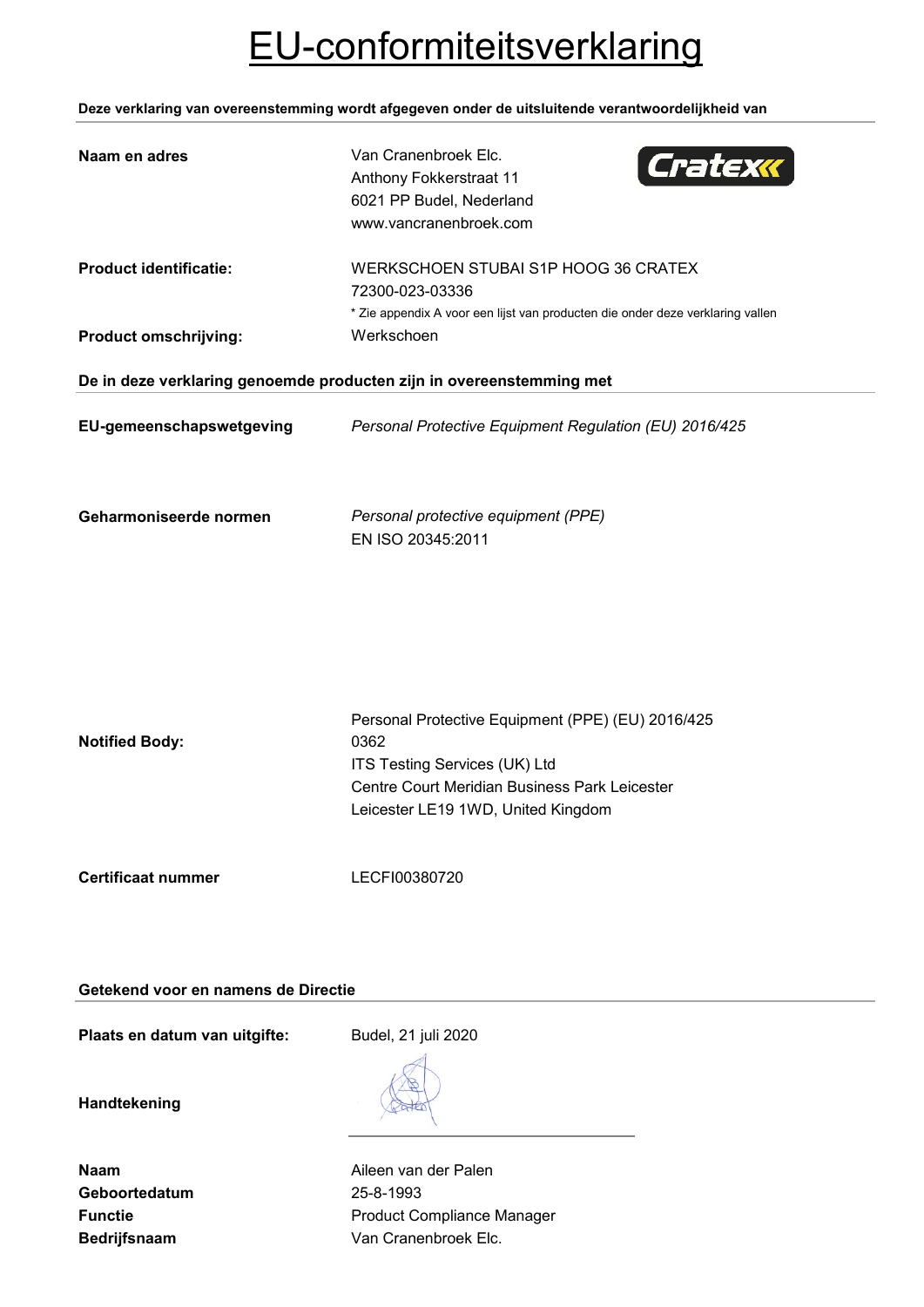# EU-conformiteitsverklaring

**Deze verklaring van overeenstemming wordt afgegeven onder de uitsluitende verantwoordelijkheid van**

**Naam en adres**

Van Cranenbroek Elc.
Anthony Fokkerstraat 11
6021 PP Budel, Nederland
www.vancranenbroek.com

**Product identificatie:**

WERKSCHOEN STUBAI S1P HOOG 36 CRATEX
72300-023-03336
* Zie appendix A voor een lijst van producten die onder deze verklaring vallen

**Product omschrijving:**

Werkschoen

**De in deze verklaring genoemde producten zijn in overeenstemming met**

**EU-gemeenschapswetgeving**

*Personal Protective Equipment Regulation (EU) 2016/425*

**Geharmoniseerde normen**

*Personal protective equipment (PPE)*
EN ISO 20345:2011

**Notified Body:**

Personal Protective Equipment (PPE) (EU) 2016/425
0362
ITS Testing Services (UK) Ltd
Centre Court Meridian Business Park Leicester
Leicester LE19 1WD, United Kingdom

**Certificaat nummer**

LECFI00380720

**Getekend voor en namens de Directie**

**Plaats en datum van uitgifte:** Budel, 21 juli 2020

**Handtekening**

**Naam** Aileen van der Palen
**Geboortedatum** 25-8-1993
**Functie** Product Compliance Manager
**Bedrijfsnaam** Van Cranenbroek Elc.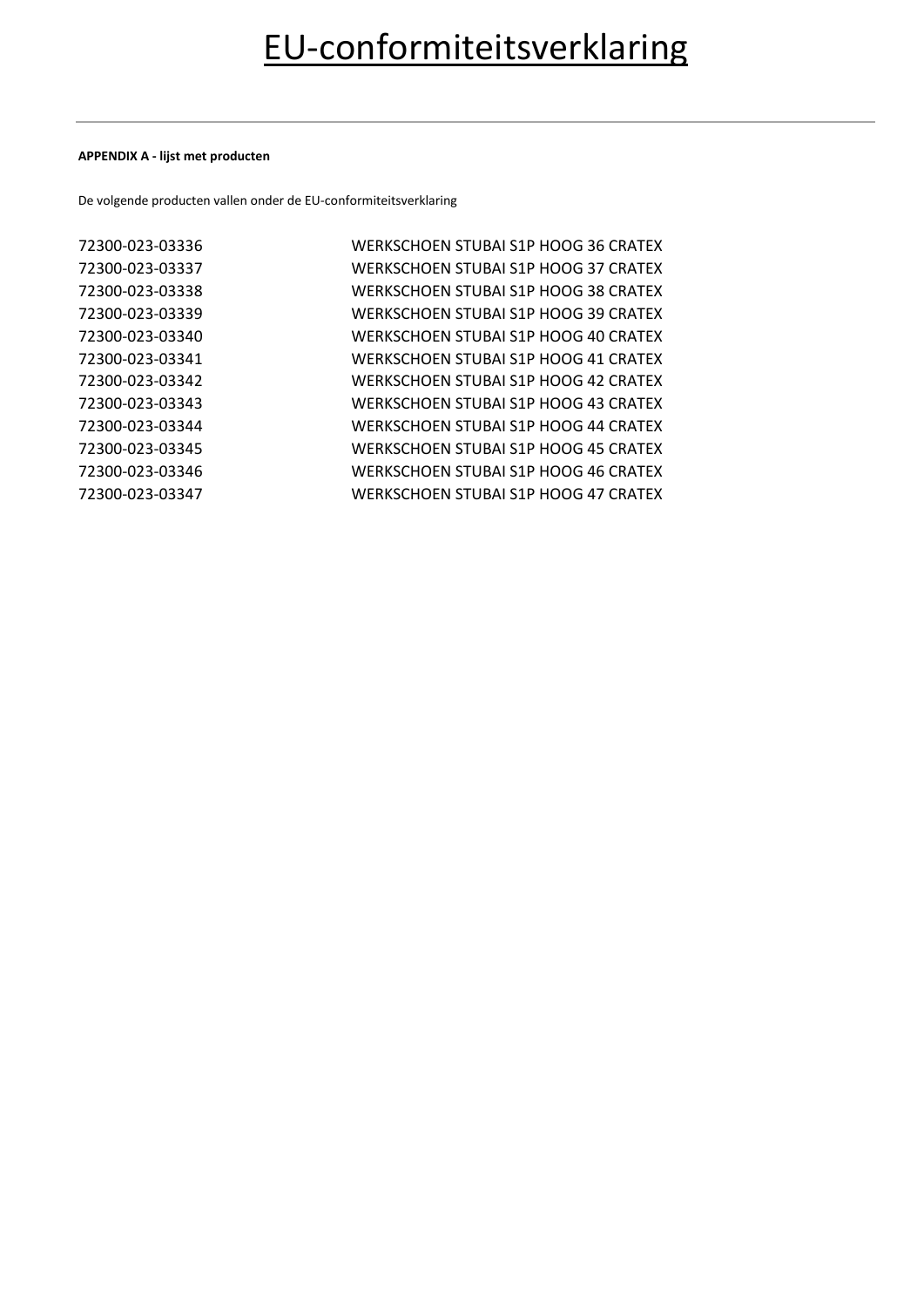# EU-conformiteitsverklaring

---

**APPENDIX A - lijst met producten**

De volgende producten vallen onder de EU-conformiteitsverklaring

| | |
|---|---|
| 72300-023-03336 | WERKSCHOEN STUBAI S1P HOOG 36 CRATEX |
| 72300-023-03337 | WERKSCHOEN STUBAI S1P HOOG 37 CRATEX |
| 72300-023-03338 | WERKSCHOEN STUBAI S1P HOOG 38 CRATEX |
| 72300-023-03339 | WERKSCHOEN STUBAI S1P HOOG 39 CRATEX |
| 72300-023-03340 | WERKSCHOEN STUBAI S1P HOOG 40 CRATEX |
| 72300-023-03341 | WERKSCHOEN STUBAI S1P HOOG 41 CRATEX |
| 72300-023-03342 | WERKSCHOEN STUBAI S1P HOOG 42 CRATEX |
| 72300-023-03343 | WERKSCHOEN STUBAI S1P HOOG 43 CRATEX |
| 72300-023-03344 | WERKSCHOEN STUBAI S1P HOOG 44 CRATEX |
| 72300-023-03345 | WERKSCHOEN STUBAI S1P HOOG 45 CRATEX |
| 72300-023-03346 | WERKSCHOEN STUBAI S1P HOOG 46 CRATEX |
| 72300-023-03347 | WERKSCHOEN STUBAI S1P HOOG 47 CRATEX |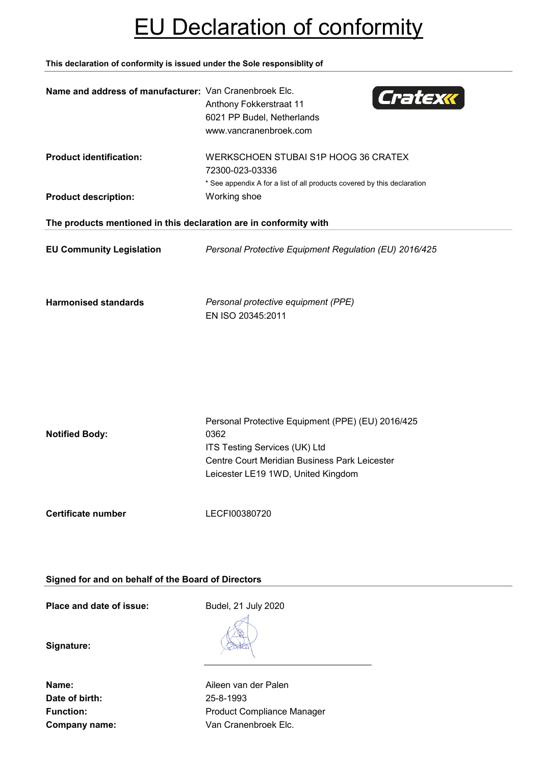# EU Declaration of conformity

**This declaration of conformity is issued under the Sole responsiblity of**

**Name and address of manufacturer:** Van Cranenbroek Elc.
Anthony Fokkerstraat 11
6021 PP Budel, Netherlands
www.vancranenbroek.com

**Product identification:** WERKSCHOEN STUBAI S1P HOOG 36 CRATEX
72300-023-03336
* See appendix A for a list of all products covered by this declaration

**Product description:** Working shoe

**The products mentioned in this declaration are in conformity with**

**EU Community Legislation** *Personal Protective Equipment Regulation (EU) 2016/425*

**Harmonised standards** *Personal protective equipment (PPE)*
EN ISO 20345:2011

**Notified Body:**
Personal Protective Equipment (PPE) (EU) 2016/425
0362
ITS Testing Services (UK) Ltd
Centre Court Meridian Business Park Leicester
Leicester LE19 1WD, United Kingdom

**Certificate number** LECFI00380720

**Signed for and on behalf of the Board of Directors**

**Place and date of issue:** Budel, 21 July 2020

**Signature:**

**Name:** Aileen van der Palen
**Date of birth:** 25-8-1993
**Function:** Product Compliance Manager
**Company name:** Van Cranenbroek Elc.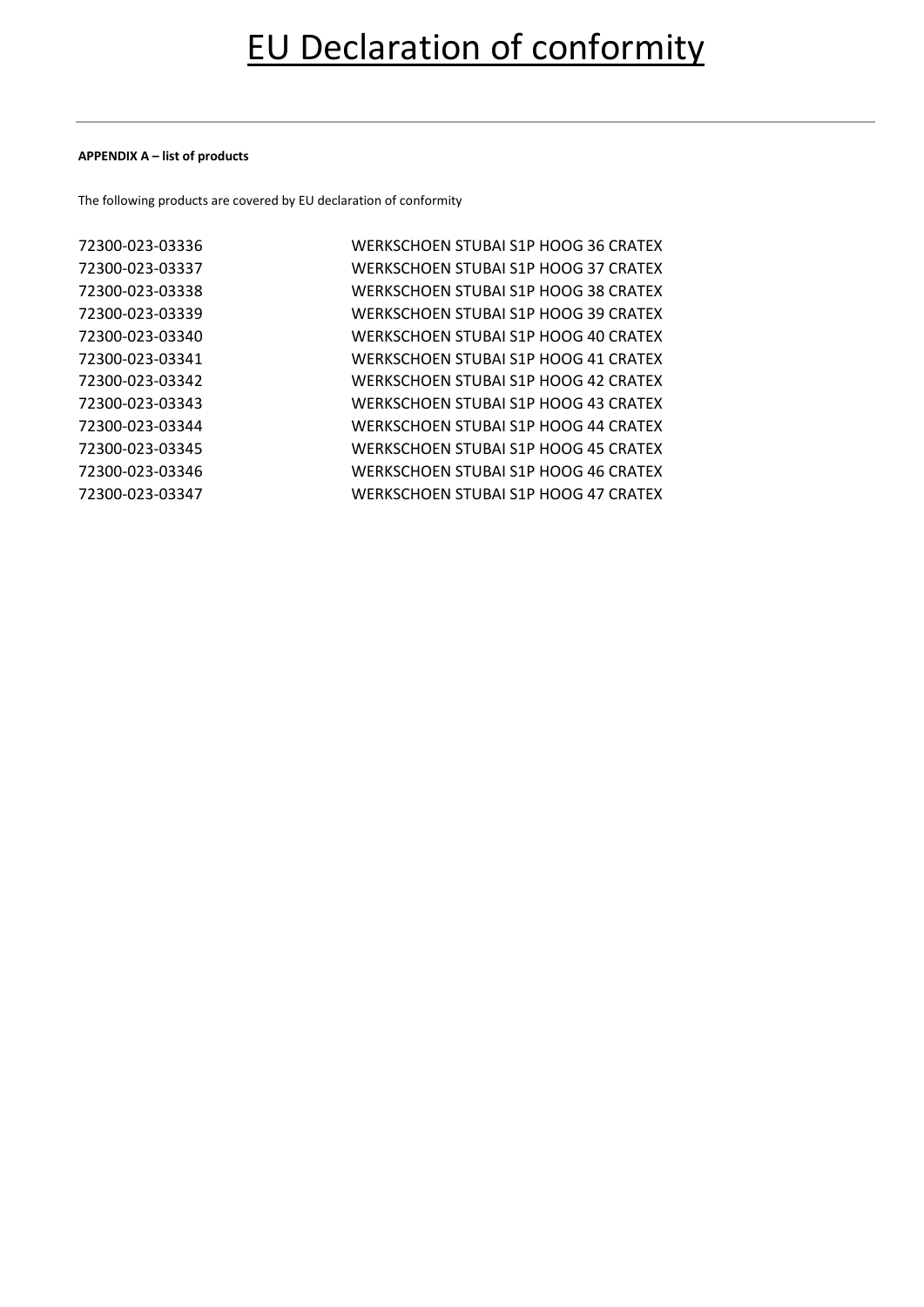# EU Declaration of conformity

**APPENDIX A – list of products**

The following products are covered by EU declaration of conformity

| | |
|---|---|
| 72300-023-03336 | WERKSCHOEN STUBAI S1P HOOG 36 CRATEX |
| 72300-023-03337 | WERKSCHOEN STUBAI S1P HOOG 37 CRATEX |
| 72300-023-03338 | WERKSCHOEN STUBAI S1P HOOG 38 CRATEX |
| 72300-023-03339 | WERKSCHOEN STUBAI S1P HOOG 39 CRATEX |
| 72300-023-03340 | WERKSCHOEN STUBAI S1P HOOG 40 CRATEX |
| 72300-023-03341 | WERKSCHOEN STUBAI S1P HOOG 41 CRATEX |
| 72300-023-03342 | WERKSCHOEN STUBAI S1P HOOG 42 CRATEX |
| 72300-023-03343 | WERKSCHOEN STUBAI S1P HOOG 43 CRATEX |
| 72300-023-03344 | WERKSCHOEN STUBAI S1P HOOG 44 CRATEX |
| 72300-023-03345 | WERKSCHOEN STUBAI S1P HOOG 45 CRATEX |
| 72300-023-03346 | WERKSCHOEN STUBAI S1P HOOG 46 CRATEX |
| 72300-023-03347 | WERKSCHOEN STUBAI S1P HOOG 47 CRATEX |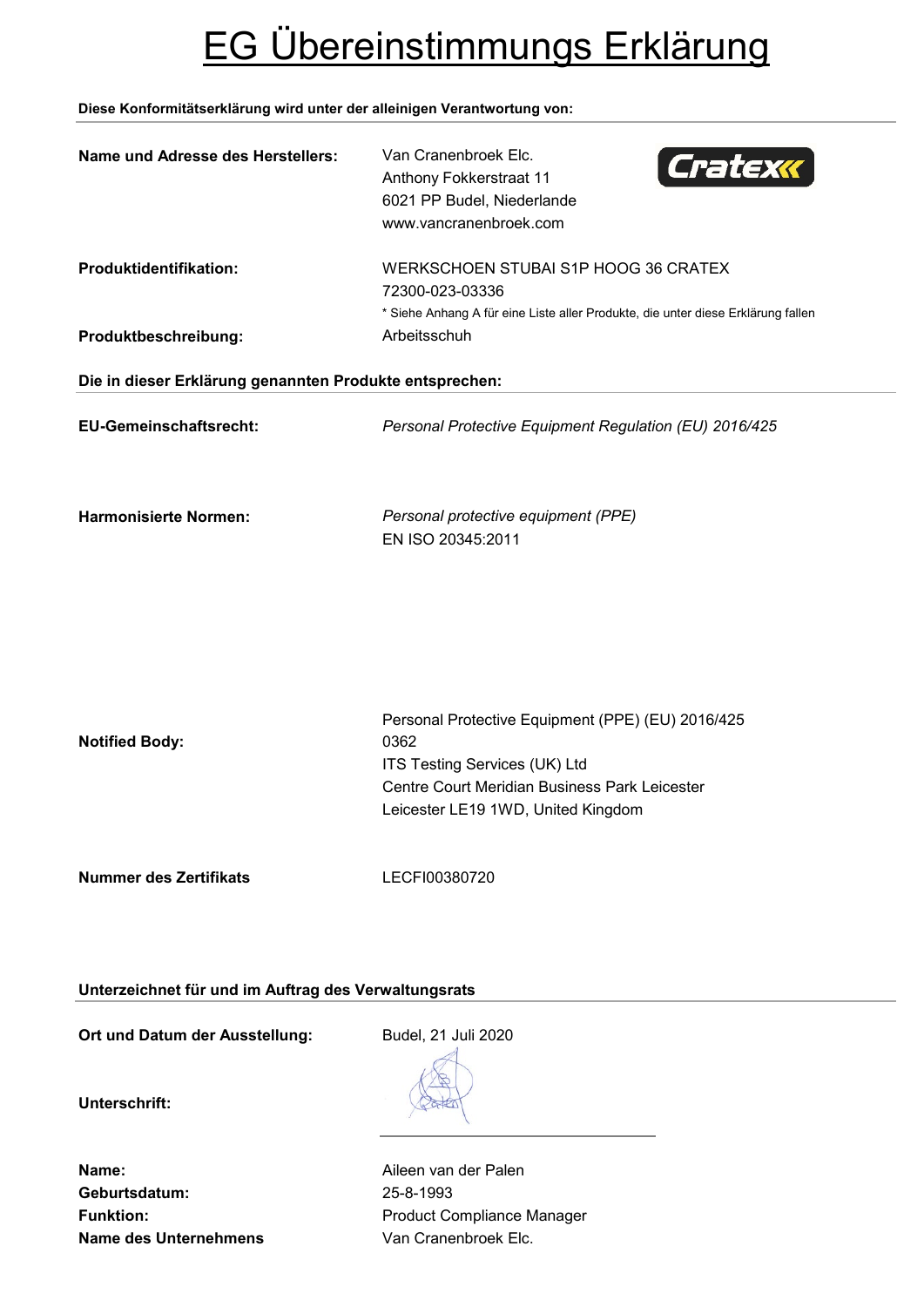# EG Übereinstimmungs Erklärung

**Diese Konformitätserklärung wird unter der alleinigen Verantwortung von:**

| | |
|---|---|
| **Name und Adresse des Herstellers:** | Van Cranenbroek Elc.<br>Anthony Fokkerstraat 11<br>6021 PP Budel, Niederlande<br>www.vancranenbroek.com |
| **Produktidentifikation:** | WERKSCHOEN STUBAI S1P HOOG 36 CRATEX<br>72300-023-03336<br>* Siehe Anhang A für eine Liste aller Produkte, die unter diese Erklärung fallen |
| **Produktbeschreibung:** | Arbeitsschuh |

**Die in dieser Erklärung genannten Produkte entsprechen:**

| | |
|---|---|
| **EU-Gemeinschaftsrecht:** | *Personal Protective Equipment Regulation (EU) 2016/425* |
| **Harmonisierte Normen:** | *Personal protective equipment (PPE)*<br>EN ISO 20345:2011 |
| **Notified Body:** | Personal Protective Equipment (PPE) (EU) 2016/425<br>0362<br>ITS Testing Services (UK) Ltd<br>Centre Court Meridian Business Park Leicester<br>Leicester LE19 1WD, United Kingdom |
| **Nummer des Zertifikats** | LECFI00380720 |

**Unterzeichnet für und im Auftrag des Verwaltungsrats**

| | |
|---|---|
| **Ort und Datum der Ausstellung:** | Budel, 21 Juli 2020 |
| **Unterschrift:** | |
| **Name:** | Aileen van der Palen |
| **Geburtsdatum:** | 25-8-1993 |
| **Funktion:** | Product Compliance Manager |
| **Name des Unternehmens** | Van Cranenbroek Elc. |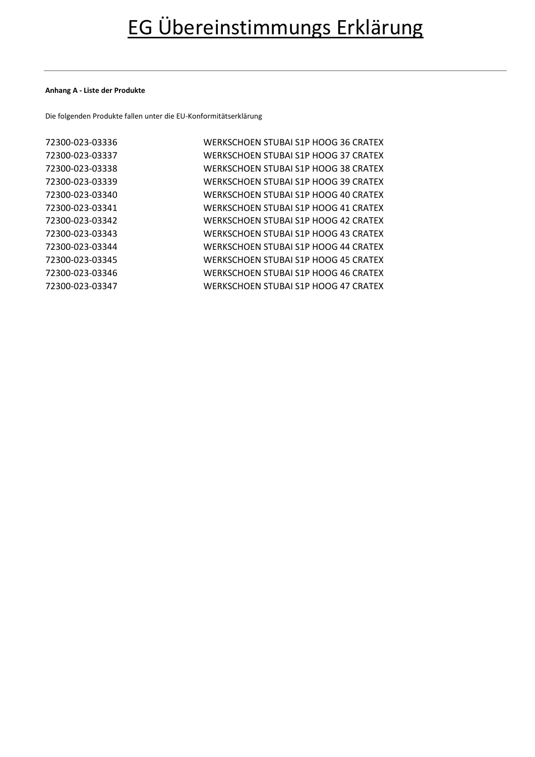# EG Übereinstimmungs Erklärung

**Anhang A - Liste der Produkte**

Die folgenden Produkte fallen unter die EU-Konformitätserklärung

| | |
|---|---|
| 72300-023-03336 | WERKSCHOEN STUBAI S1P HOOG 36 CRATEX |
| 72300-023-03337 | WERKSCHOEN STUBAI S1P HOOG 37 CRATEX |
| 72300-023-03338 | WERKSCHOEN STUBAI S1P HOOG 38 CRATEX |
| 72300-023-03339 | WERKSCHOEN STUBAI S1P HOOG 39 CRATEX |
| 72300-023-03340 | WERKSCHOEN STUBAI S1P HOOG 40 CRATEX |
| 72300-023-03341 | WERKSCHOEN STUBAI S1P HOOG 41 CRATEX |
| 72300-023-03342 | WERKSCHOEN STUBAI S1P HOOG 42 CRATEX |
| 72300-023-03343 | WERKSCHOEN STUBAI S1P HOOG 43 CRATEX |
| 72300-023-03344 | WERKSCHOEN STUBAI S1P HOOG 44 CRATEX |
| 72300-023-03345 | WERKSCHOEN STUBAI S1P HOOG 45 CRATEX |
| 72300-023-03346 | WERKSCHOEN STUBAI S1P HOOG 46 CRATEX |
| 72300-023-03347 | WERKSCHOEN STUBAI S1P HOOG 47 CRATEX |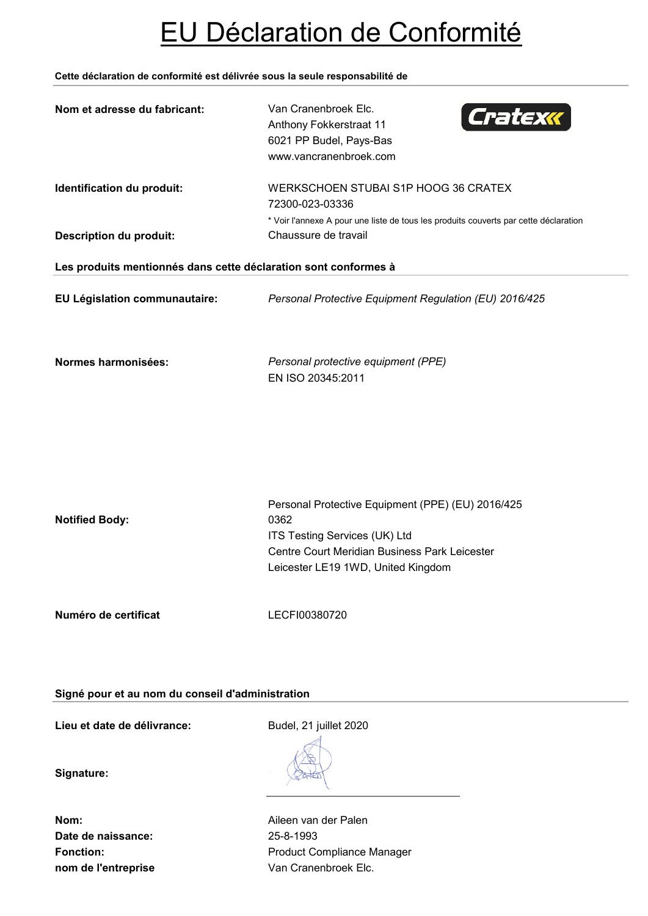# EU Déclaration de Conformité

**Cette déclaration de conformité est délivrée sous la seule responsabilité de**

| | |
|---|---|
| **Nom et adresse du fabricant:** | Van Cranenbroek Elc.<br>Anthony Fokkerstraat 11<br>6021 PP Budel, Pays-Bas<br>www.vancranenbroek.com |
| **Identification du produit:** | WERKSCHOEN STUBAI S1P HOOG 36 CRATEX<br>72300-023-03336<br>* Voir l'annexe A pour une liste de tous les produits couverts par cette déclaration |
| **Description du produit:** | Chaussure de travail |

**Les produits mentionnés dans cette déclaration sont conformes à**

| | |
|---|---|
| **EU Législation communautaire:** | *Personal Protective Equipment Regulation (EU) 2016/425* |
| **Normes harmonisées:** | *Personal protective equipment (PPE)*<br>EN ISO 20345:2011 |
| **Notified Body:** | Personal Protective Equipment (PPE) (EU) 2016/425<br>0362<br>ITS Testing Services (UK) Ltd<br>Centre Court Meridian Business Park Leicester<br>Leicester LE19 1WD, United Kingdom |
| **Numéro de certificat** | LECFI00380720 |

**Signé pour et au nom du conseil d'administration**

| | |
|---|---|
| **Lieu et date de délivrance:** | Budel, 21 juillet 2020 |
| **Signature:** | |
| **Nom:** | Aileen van der Palen |
| **Date de naissance:** | 25-8-1993 |
| **Fonction:** | Product Compliance Manager |
| **nom de l'entreprise** | Van Cranenbroek Elc. |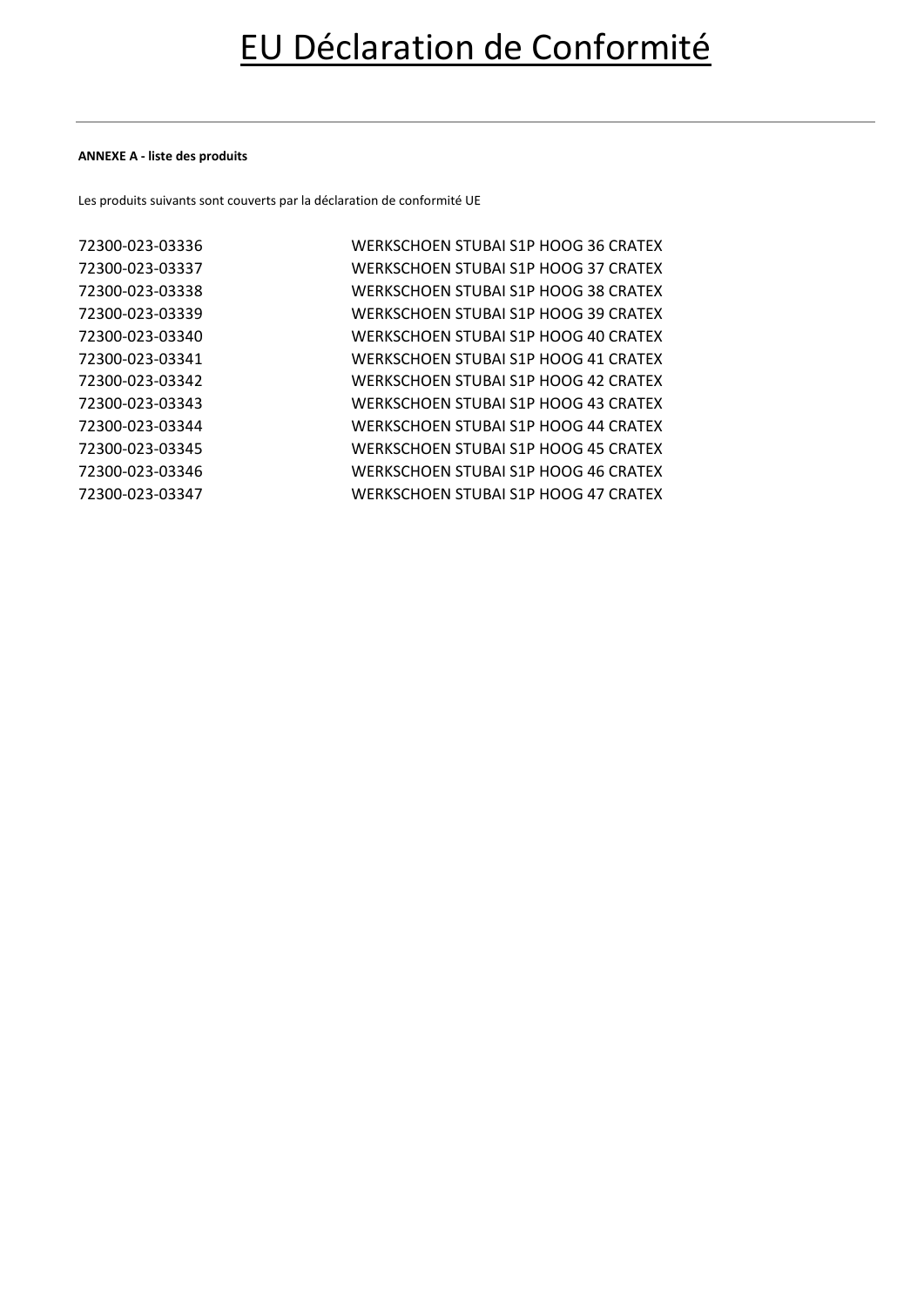# EU Déclaration de Conformité

**ANNEXE A - liste des produits**

Les produits suivants sont couverts par la déclaration de conformité UE

| | |
|---|---|
| 72300-023-03336 | WERKSCHOEN STUBAI S1P HOOG 36 CRATEX |
| 72300-023-03337 | WERKSCHOEN STUBAI S1P HOOG 37 CRATEX |
| 72300-023-03338 | WERKSCHOEN STUBAI S1P HOOG 38 CRATEX |
| 72300-023-03339 | WERKSCHOEN STUBAI S1P HOOG 39 CRATEX |
| 72300-023-03340 | WERKSCHOEN STUBAI S1P HOOG 40 CRATEX |
| 72300-023-03341 | WERKSCHOEN STUBAI S1P HOOG 41 CRATEX |
| 72300-023-03342 | WERKSCHOEN STUBAI S1P HOOG 42 CRATEX |
| 72300-023-03343 | WERKSCHOEN STUBAI S1P HOOG 43 CRATEX |
| 72300-023-03344 | WERKSCHOEN STUBAI S1P HOOG 44 CRATEX |
| 72300-023-03345 | WERKSCHOEN STUBAI S1P HOOG 45 CRATEX |
| 72300-023-03346 | WERKSCHOEN STUBAI S1P HOOG 46 CRATEX |
| 72300-023-03347 | WERKSCHOEN STUBAI S1P HOOG 47 CRATEX |